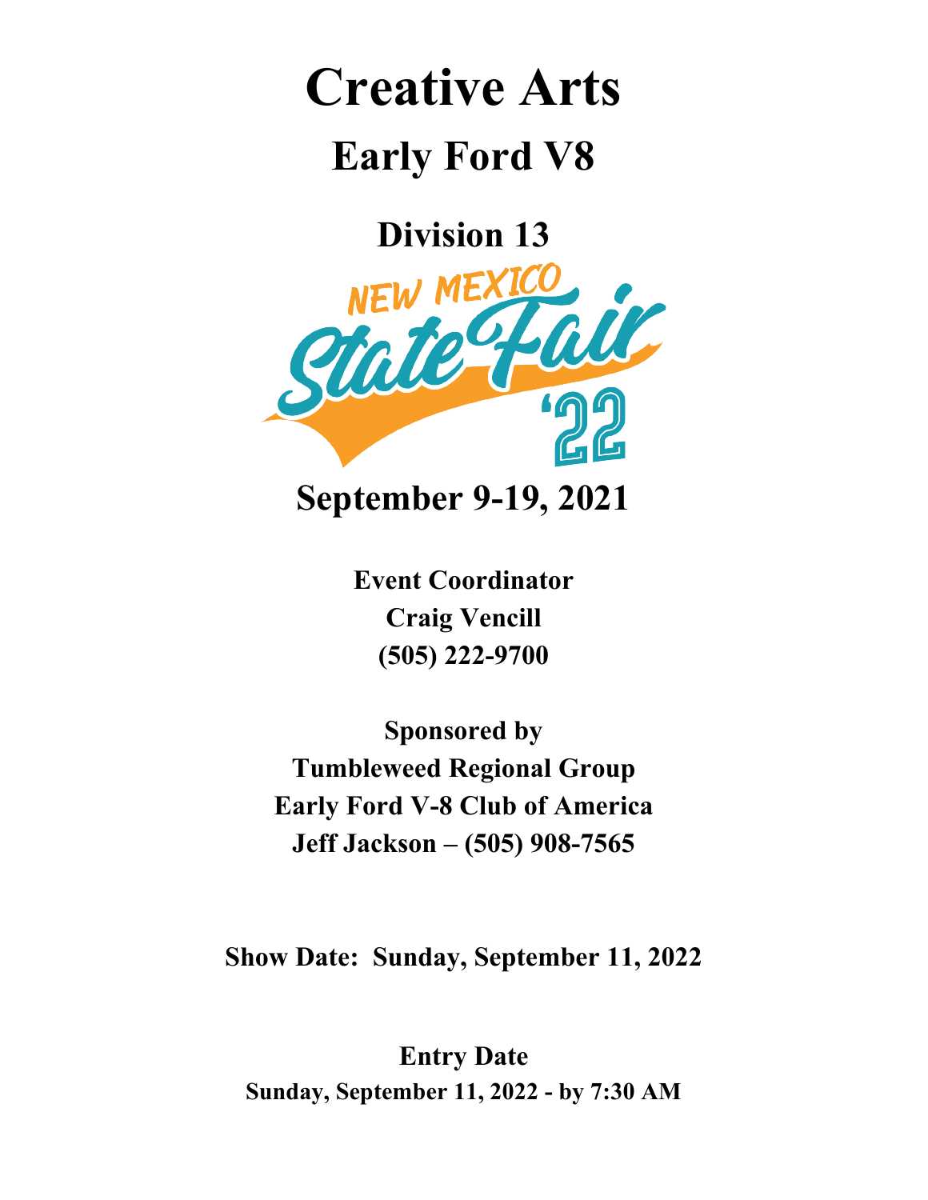# Creative Arts

## Early Friend V8

## Division 13

NEW MEXICO State Fair '22

## September 9-19, 2021

**Event Coordinator**
**Craig Vencill**
**(505) 222-9700**

**Sponsored by**
**Tumbleweed Regional Group**
**Early Ford V-8 Club of America**
**Jeff Jackson – (505) 908-7565**

**Show Date: Sunday, September 11, 2022**

**Entry Date**
**Sunday, September 11, 2022 - by 7:30 AM**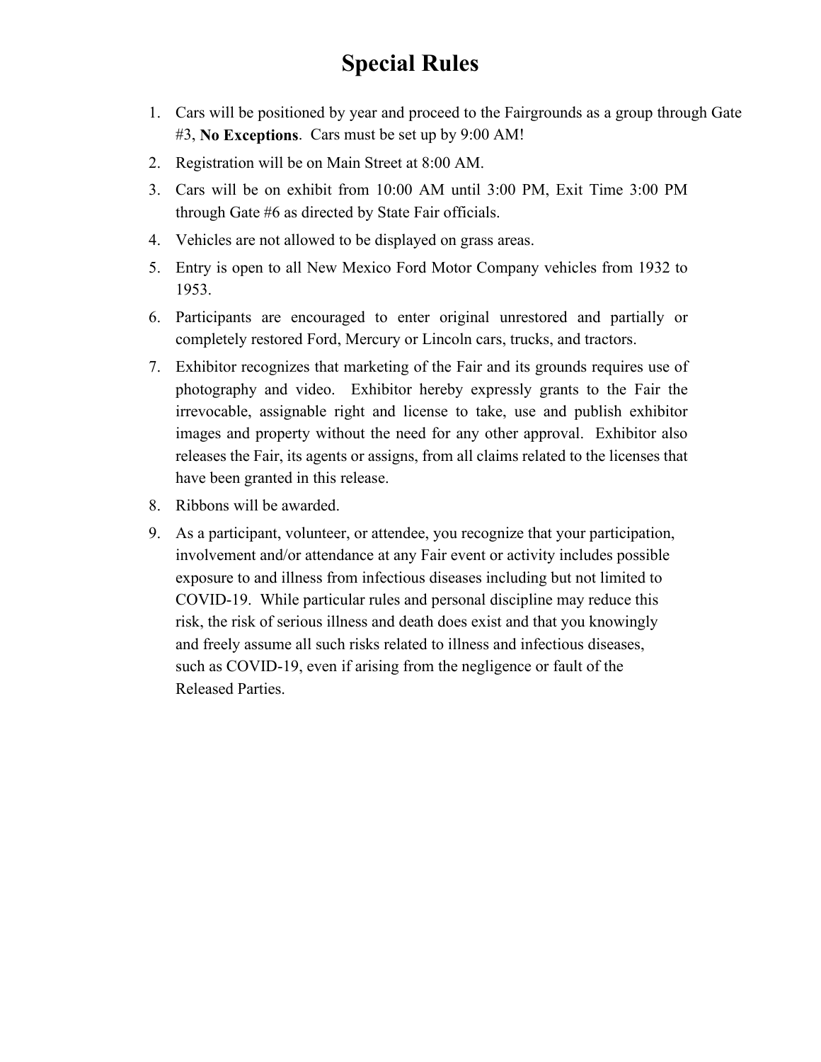# Special Rules

1. Cars will be positioned by year and proceed to the Fairgrounds as a group through Gate #3, **No Exceptions**. Cars must be set up by 9:00 AM!
2. Registration will be on Main Street at 8:00 AM.
3. Cars will be on exhibit from 10:00 AM until 3:00 PM, Exit Time 3:00 PM through Gate #6 as directed by State Fair officials.
4. Vehicles are not allowed to be displayed on grass areas.
5. Entry is open to all New Mexico Ford Motor Company vehicles from 1932 to 1953.
6. Participants are encouraged to enter original unrestored and partially or completely restored Ford, Mercury or Lincoln cars, trucks, and tractors.
7. Exhibitor recognizes that marketing of the Fair and its grounds requires use of photography and video. Exhibitor hereby expressly grants to the Fair the irrevocable, assignable right and license to take, use and publish exhibitor images and property without the need for any other approval. Exhibitor also releases the Fair, its agents or assigns, from all claims related to the licenses that have been granted in this release.
8. Ribbons will be awarded.
9. As a participant, volunteer, or attendee, you recognize that your participation, involvement and/or attendance at any Fair event or activity includes possible exposure to and illness from infectious diseases including but not limited to COVID-19. While particular rules and personal discipline may reduce this risk, the risk of serious illness and death does exist and that you knowingly and freely assume all such risks related to illness and infectious diseases, such as COVID-19, even if arising from the negligence or fault of the Released Parties.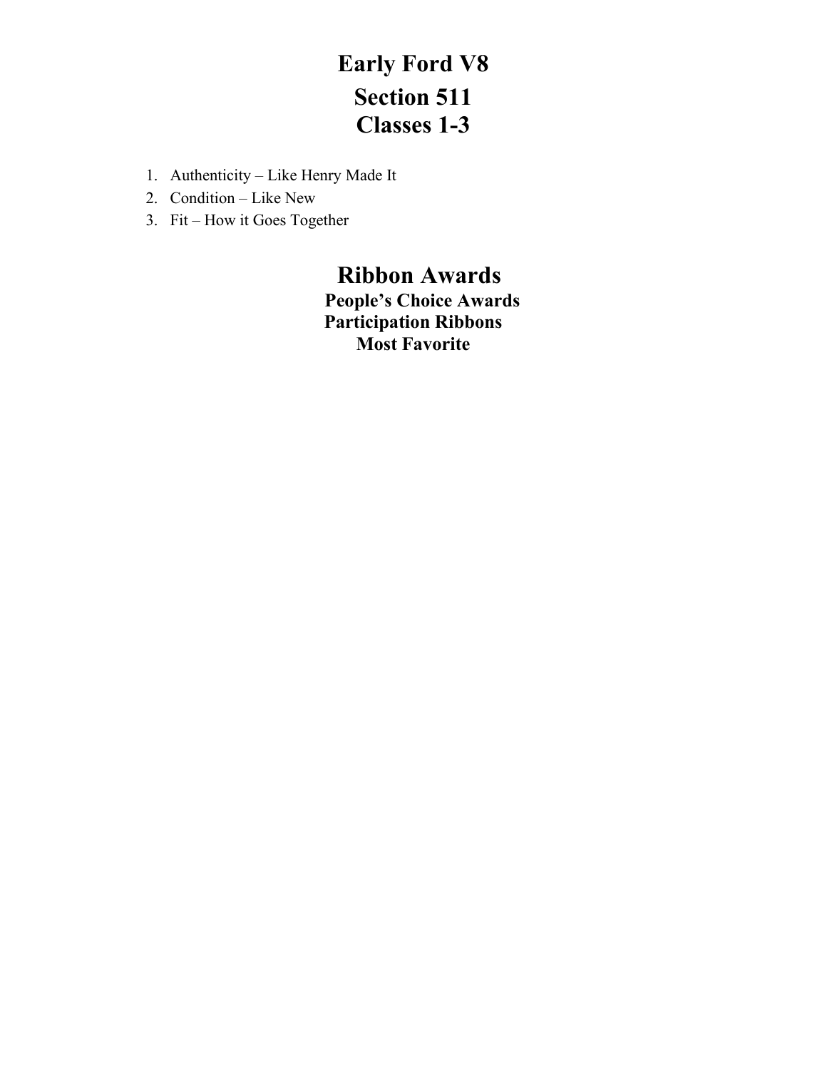# Early Ford V8

## Section 511
## Classes 1-3

1. Authenticity – Like Henry Made It
2. Condition – Like New
3. Fit – How it Goes Together

## Ribbon Awards

**People's Choice Awards**
**Participation Ribbons**
**Most Favorite**